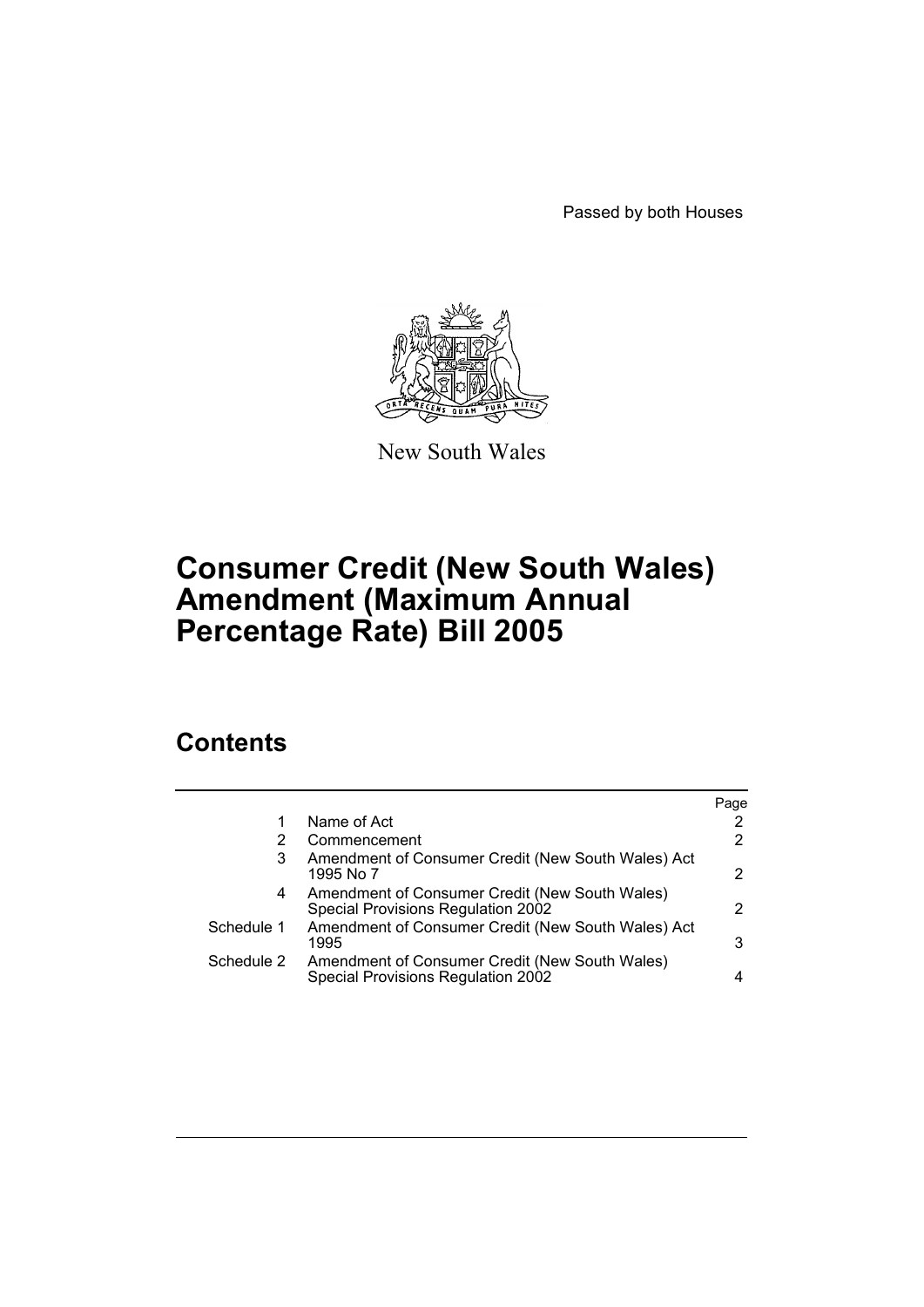Passed by both Houses

New South Wales

# Consumer Credit (New South Wales) Amendment (Maximum Annual Percentage Rate) Bill 2005

## Contents

| | | Page |
|---|---|---|
| 1 | Name of Act | 2 |
| 2 | Commencement | 2 |
| 3 | Amendment of Consumer Credit (New South Wales) Act 1995 No 7 | 2 |
| 4 | Amendment of Consumer Credit (New South Wales) Special Provisions Regulation 2002 | 2 |
| Schedule 1 | Amendment of Consumer Credit (New South Wales) Act 1995 | 3 |
| Schedule 2 | Amendment of Consumer Credit (New South Wales) Special Provisions Regulation 2002 | 4 |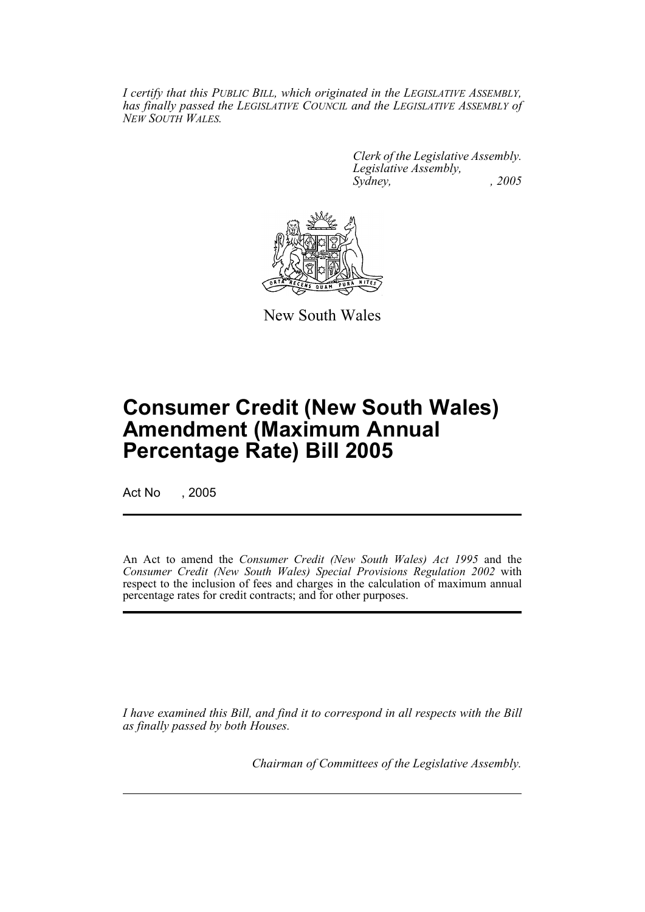*I certify that this PUBLIC BILL, which originated in the LEGISLATIVE ASSEMBLY, has finally passed the LEGISLATIVE COUNCIL and the LEGISLATIVE ASSEMBLY of NEW SOUTH WALES.*

*Clerk of the Legislative Assembly.*
*Legislative Assembly,*
*Sydney, , 2005*

New South Wales

# Consumer Credit (New South Wales) Amendment (Maximum Annual Percentage Rate) Bill 2005

Act No , 2005

An Act to amend the *Consumer Credit (New South Wales) Act 1995* and the *Consumer Credit (New South Wales) Special Provisions Regulation 2002* with respect to the inclusion of fees and charges in the calculation of maximum annual percentage rates for credit contracts; and for other purposes.

*I have examined this Bill, and find it to correspond in all respects with the Bill as finally passed by both Houses.*

*Chairman of Committees of the Legislative Assembly.*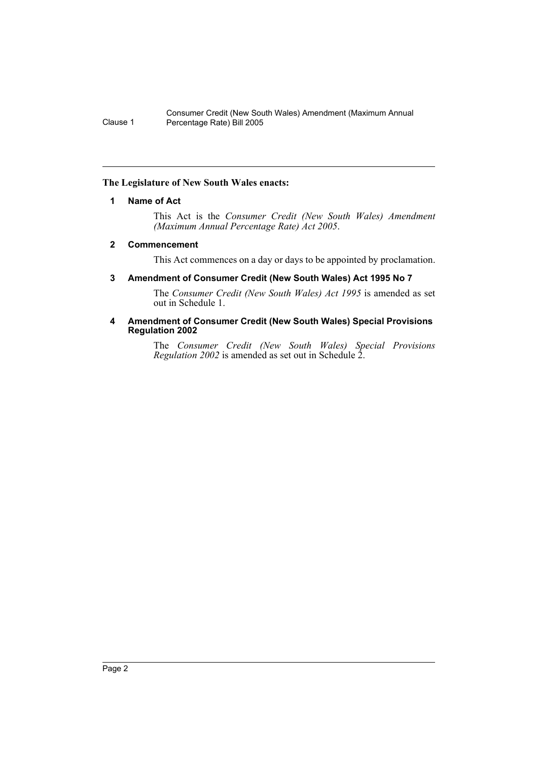**The Legislature of New South Wales enacts:**

## 1 Name of Act

This Act is the *Consumer Credit (New South Wales) Amendment (Maximum Annual Percentage Rate) Act 2005*.

## 2 Commencement

This Act commences on a day or days to be appointed by proclamation.

## 3 Amendment of Consumer Credit (New South Wales) Act 1995 No 7

The *Consumer Credit (New South Wales) Act 1995* is amended as set out in Schedule 1.

## 4 Amendment of Consumer Credit (New South Wales) Special Provisions Regulation 2002

The *Consumer Credit (New South Wales) Special Provisions Regulation 2002* is amended as set out in Schedule 2.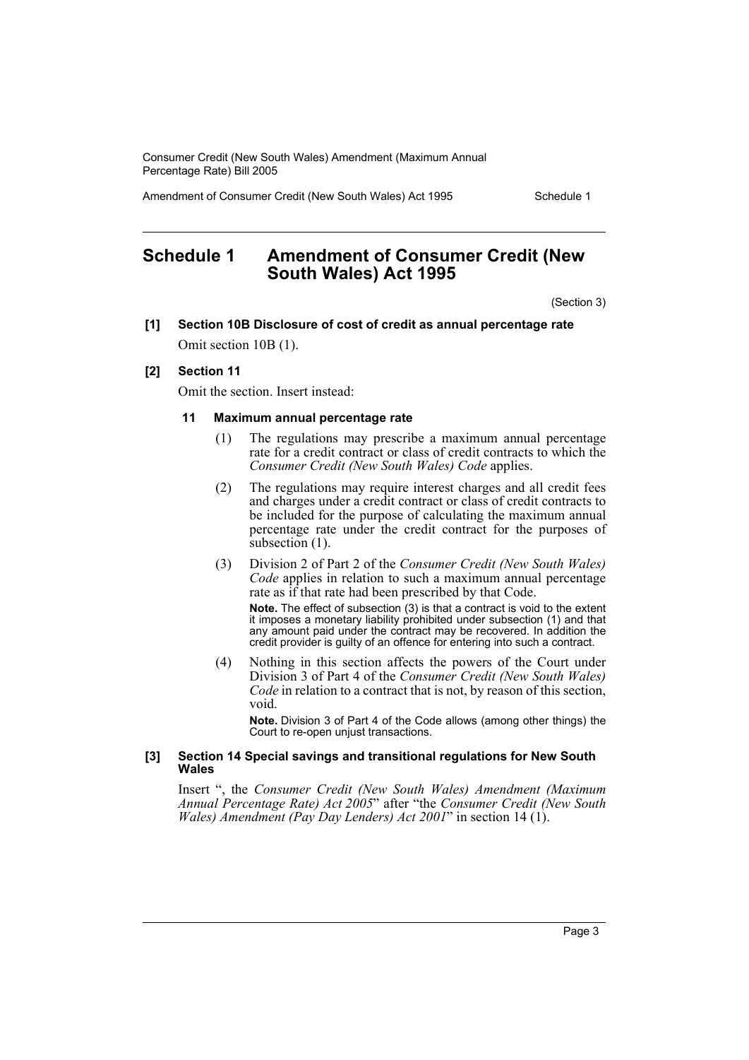# Schedule 1 Amendment of Consumer Credit (New South Wales) Act 1995

(Section 3)

**[1] Section 10B Disclosure of cost of credit as annual percentage rate**

Omit section 10B (1).

**[2] Section 11**

Omit the section. Insert instead:

**11 Maximum annual percentage rate**

(1) The regulations may prescribe a maximum annual percentage rate for a credit contract or class of credit contracts to which the *Consumer Credit (New South Wales) Code* applies.

(2) The regulations may require interest charges and all credit fees and charges under a credit contract or class of credit contracts to be included for the purpose of calculating the maximum annual percentage rate under the credit contract for the purposes of subsection (1).

(3) Division 2 of Part 2 of the *Consumer Credit (New South Wales) Code* applies in relation to such a maximum annual percentage rate as if that rate had been prescribed by that Code.

**Note.** The effect of subsection (3) is that a contract is void to the extent it imposes a monetary liability prohibited under subsection (1) and that any amount paid under the contract may be recovered. In addition the credit provider is guilty of an offence for entering into such a contract.

(4) Nothing in this section affects the powers of the Court under Division 3 of Part 4 of the *Consumer Credit (New South Wales) Code* in relation to a contract that is not, by reason of this section, void.

**Note.** Division 3 of Part 4 of the Code allows (among other things) the Court to re-open unjust transactions.

**[3] Section 14 Special savings and transitional regulations for New South Wales**

Insert ", the *Consumer Credit (New South Wales) Amendment (Maximum Annual Percentage Rate) Act 2005*" after "the *Consumer Credit (New South Wales) Amendment (Pay Day Lenders) Act 2001*" in section 14 (1).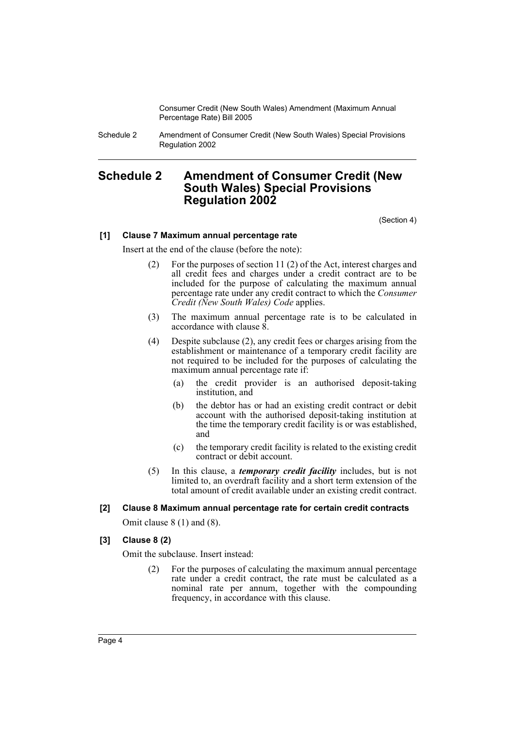# Schedule 2 Amendment of Consumer Credit (New South Wales) Special Provisions Regulation 2002

(Section 4)

**[1] Clause 7 Maximum annual percentage rate**

Insert at the end of the clause (before the note):

(2) For the purposes of section 11 (2) of the Act, interest charges and all credit fees and charges under a credit contract are to be included for the purpose of calculating the maximum annual percentage rate under any credit contract to which the *Consumer Credit (New South Wales) Code* applies.

(3) The maximum annual percentage rate is to be calculated in accordance with clause 8.

(4) Despite subclause (2), any credit fees or charges arising from the establishment or maintenance of a temporary credit facility are not required to be included for the purposes of calculating the maximum annual percentage rate if:

(a) the credit provider is an authorised deposit-taking institution, and

(b) the debtor has or had an existing credit contract or debit account with the authorised deposit-taking institution at the time the temporary credit facility is or was established, and

(c) the temporary credit facility is related to the existing credit contract or debit account.

(5) In this clause, a ***temporary credit facility*** includes, but is not limited to, an overdraft facility and a short term extension of the total amount of credit available under an existing credit contract.

**[2] Clause 8 Maximum annual percentage rate for certain credit contracts**

Omit clause 8 (1) and (8).

**[3] Clause 8 (2)**

Omit the subclause. Insert instead:

(2) For the purposes of calculating the maximum annual percentage rate under a credit contract, the rate must be calculated as a nominal rate per annum, together with the compounding frequency, in accordance with this clause.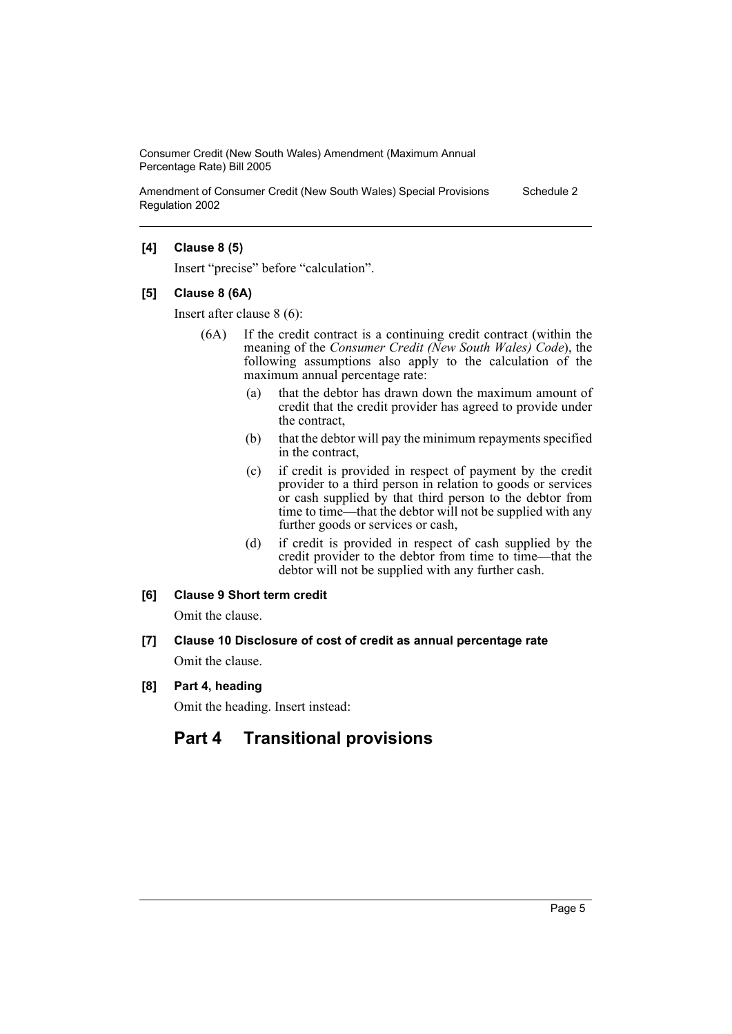**[4] Clause 8 (5)**

Insert "precise" before "calculation".

**[5] Clause 8 (6A)**

Insert after clause 8 (6):

(6A) If the credit contract is a continuing credit contract (within the meaning of the *Consumer Credit (New South Wales) Code*), the following assumptions also apply to the calculation of the maximum annual percentage rate:

(a) that the debtor has drawn down the maximum amount of credit that the credit provider has agreed to provide under the contract,

(b) that the debtor will pay the minimum repayments specified in the contract,

(c) if credit is provided in respect of payment by the credit provider to a third person in relation to goods or services or cash supplied by that third person to the debtor from time to time—that the debtor will not be supplied with any further goods or services or cash,

(d) if credit is provided in respect of cash supplied by the credit provider to the debtor from time to time—that the debtor will not be supplied with any further cash.

**[6] Clause 9 Short term credit**

Omit the clause.

**[7] Clause 10 Disclosure of cost of credit as annual percentage rate**

Omit the clause.

**[8] Part 4, heading**

Omit the heading. Insert instead:

## Part 4 Transitional provisions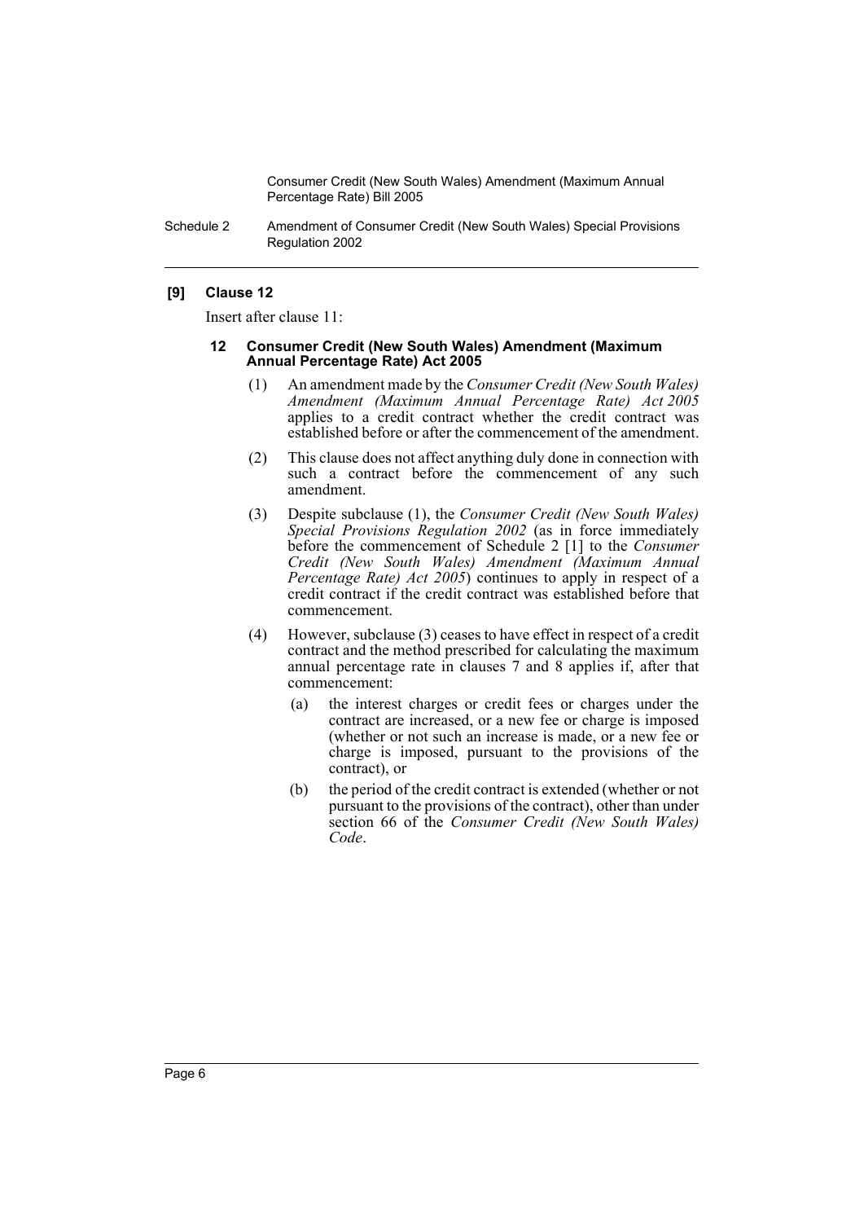**[9] Clause 12**

Insert after clause 11:

**12 Consumer Credit (New South Wales) Amendment (Maximum Annual Percentage Rate) Act 2005**

(1) An amendment made by the *Consumer Credit (New South Wales) Amendment (Maximum Annual Percentage Rate) Act 2005* applies to a credit contract whether the credit contract was established before or after the commencement of the amendment.

(2) This clause does not affect anything duly done in connection with such a contract before the commencement of any such amendment.

(3) Despite subclause (1), the *Consumer Credit (New South Wales) Special Provisions Regulation 2002* (as in force immediately before the commencement of Schedule 2 [1] to the *Consumer Credit (New South Wales) Amendment (Maximum Annual Percentage Rate) Act 2005*) continues to apply in respect of a credit contract if the credit contract was established before that commencement.

(4) However, subclause (3) ceases to have effect in respect of a credit contract and the method prescribed for calculating the maximum annual percentage rate in clauses 7 and 8 applies if, after that commencement:

(a) the interest charges or credit fees or charges under the contract are increased, or a new fee or charge is imposed (whether or not such an increase is made, or a new fee or charge is imposed, pursuant to the provisions of the contract), or

(b) the period of the credit contract is extended (whether or not pursuant to the provisions of the contract), other than under section 66 of the *Consumer Credit (New South Wales) Code*.